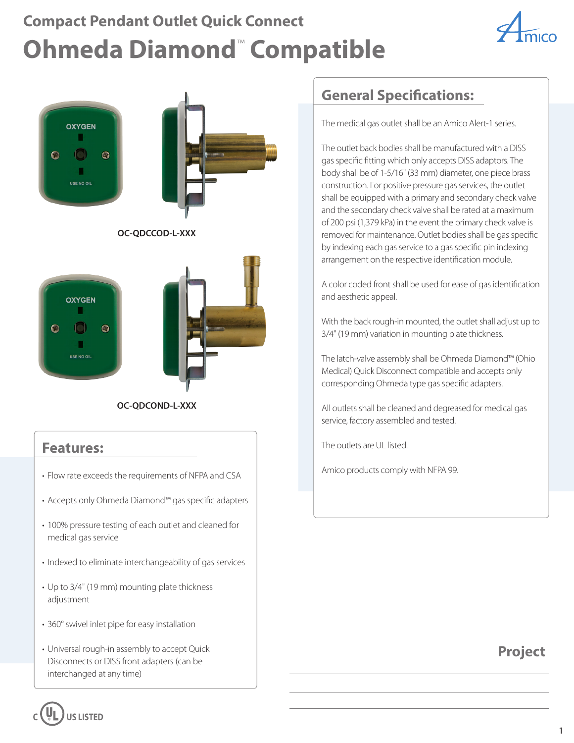## Compact Pendant Outlet Quick Connect

# Ohmeda Diamond™ Compatible

OXYGEN

USE NO OIL

OC-QDCCOD-L-XXX

OXYGEN

USE NO OIL

OC-QDCOND-L-XXX

## Features:

- Flow rate exceeds the requirements of NFPA and CSA
- Accepts only Ohmeda Diamond™ gas specific adapters
- 100% pressure testing of each outlet and cleaned for medical gas service
- Indexed to eliminate interchangeability of gas services
- Up to 3/4" (19 mm) mounting plate thickness adjustment
- 360° swivel inlet pipe for easy installation
- Universal rough-in assembly to accept Quick Disconnects or DISS front adapters (can be interchanged at any time)

c UL US LISTED

## General Specifications:

The medical gas outlet shall be an Amico Alert-1 series.

The outlet back bodies shall be manufactured with a DISS gas specific fitting which only accepts DISS adaptors. The body shall be of 1-5/16" (33 mm) diameter, one piece brass construction. For positive pressure gas services, the outlet shall be equipped with a primary and secondary check valve and the secondary check valve shall be rated at a maximum of 200 psi (1,379 kPa) in the event the primary check valve is removed for maintenance. Outlet bodies shall be gas specific by indexing each gas service to a gas specific pin indexing arrangement on the respective identification module.

A color coded front shall be used for ease of gas identification and aesthetic appeal.

With the back rough-in mounted, the outlet shall adjust up to 3/4" (19 mm) variation in mounting plate thickness.

The latch-valve assembly shall be Ohmeda Diamond™ (Ohio Medical) Quick Disconnect compatible and accepts only corresponding Ohmeda type gas specific adapters.

All outlets shall be cleaned and degreased for medical gas service, factory assembled and tested.

The outlets are UL listed.

Amico products comply with NFPA 99.

## Project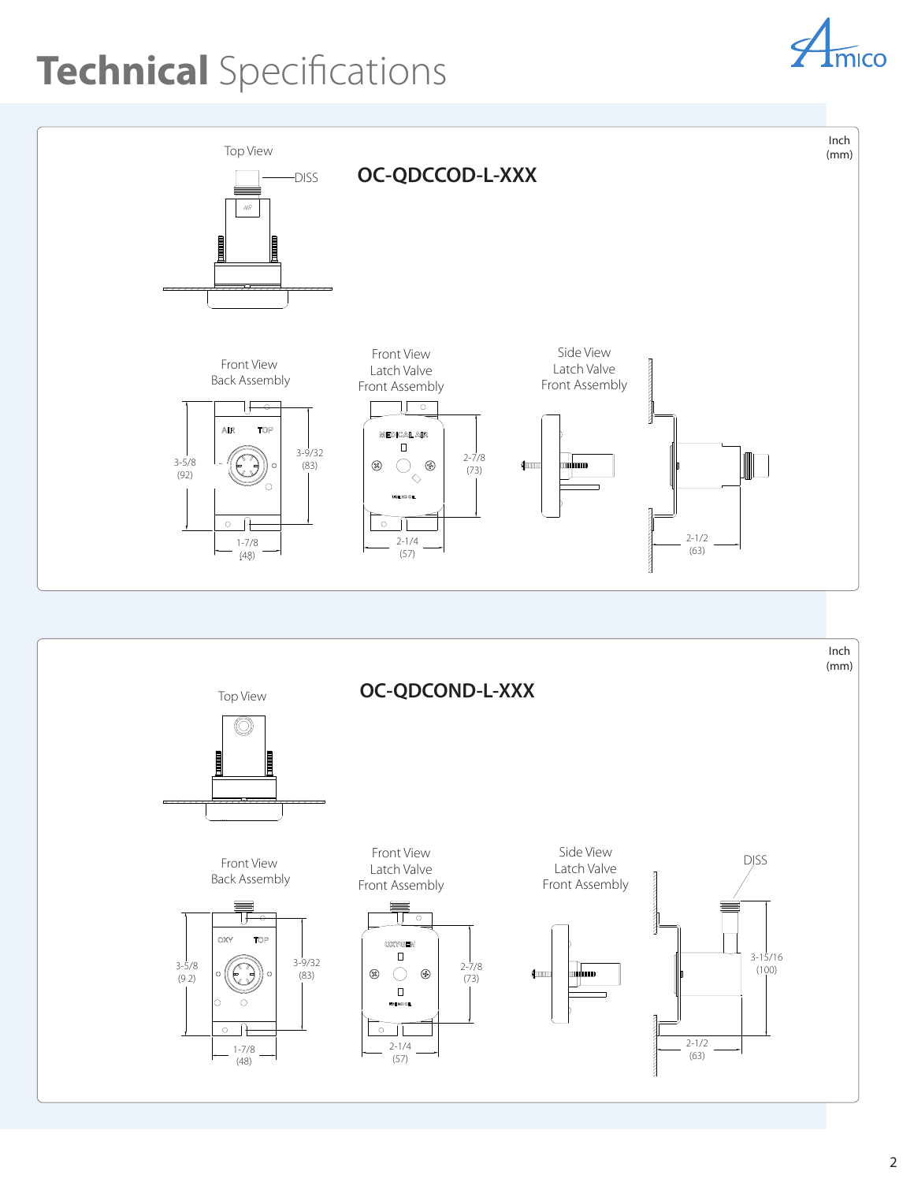# **Technical** Specifications

Inch (mm)

## OC-QDCCOD-L-XXX

Top View

DISS

Front View Back Assembly

3-5/8 (92)

3-9/32 (83)

1-7/8 (48)

Front View Latch Valve Front Assembly

2-7/8 (73)

2-1/4 (57)

Side View Latch Valve Front Assembly

2-1/2 (63)

Inch (mm)

## OC-QDCOND-L-XXX

Top View

Front View Back Assembly

3-5/8 (92)

3-9/32 (83)

1-7/8 (48)

Front View Latch Valve Front Assembly

2-7/8 (73)

2-1/4 (57)

Side View Latch Valve Front Assembly

DISS

3-15/16 (100)

2-1/2 (63)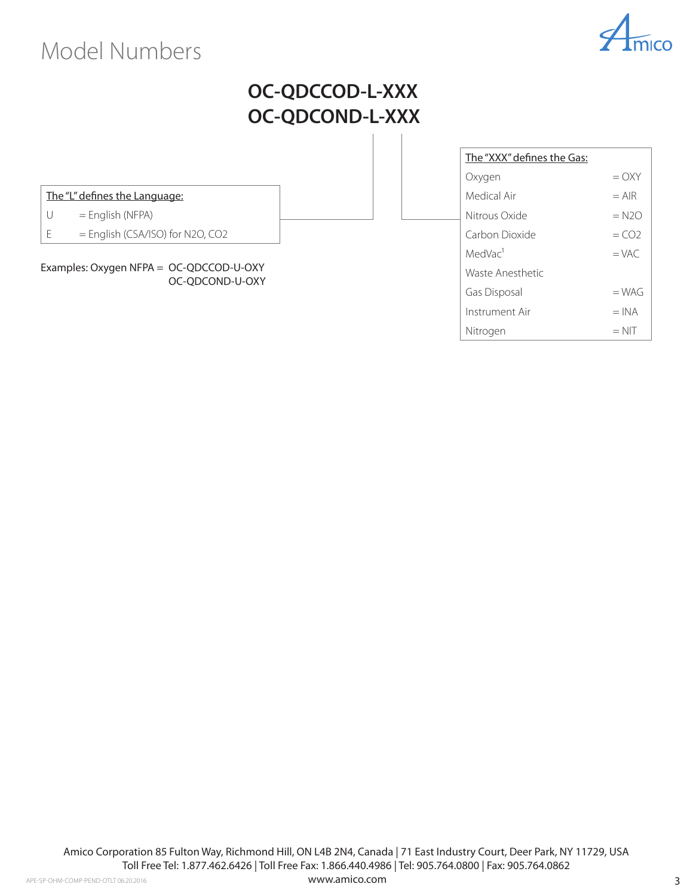# Model Numbers

## OC-QDCCOD-L-XXX
## OC-QDCOND-L-XXX

| The "L" defines the Language: | |
|---|---|
| U | = English (NFPA) |
| E | = English (CSA/ISO) for N2O, CO2 |

Examples: Oxygen NFPA = OC-QDCCOD-U-OXY
OC-QDCOND-U-OXY

| The "XXX" defines the Gas: | |
|---|---|
| Oxygen | = OXY |
| Medical Air | = AIR |
| Nitrous Oxide | = N2O |
| Carbon Dioxide | = CO2 |
| MedVac[1] | = VAC |
| Waste Anesthetic Gas Disposal | = WAG |
| Instrument Air | = INA |
| Nitrogen | = NIT |

Amico Corporation 85 Fulton Way, Richmond Hill, ON L4B 2N4, Canada | 71 East Industry Court, Deer Park, NY 11729, USA
Toll Free Tel: 1.877.462.6426 | Toll Free Fax: 1.866.440.4986 | Tel: 905.764.0800 | Fax: 905.764.0862
www.amico.com

APE-SP-OHM-COMP-PEND-OTLT 06.20.2016